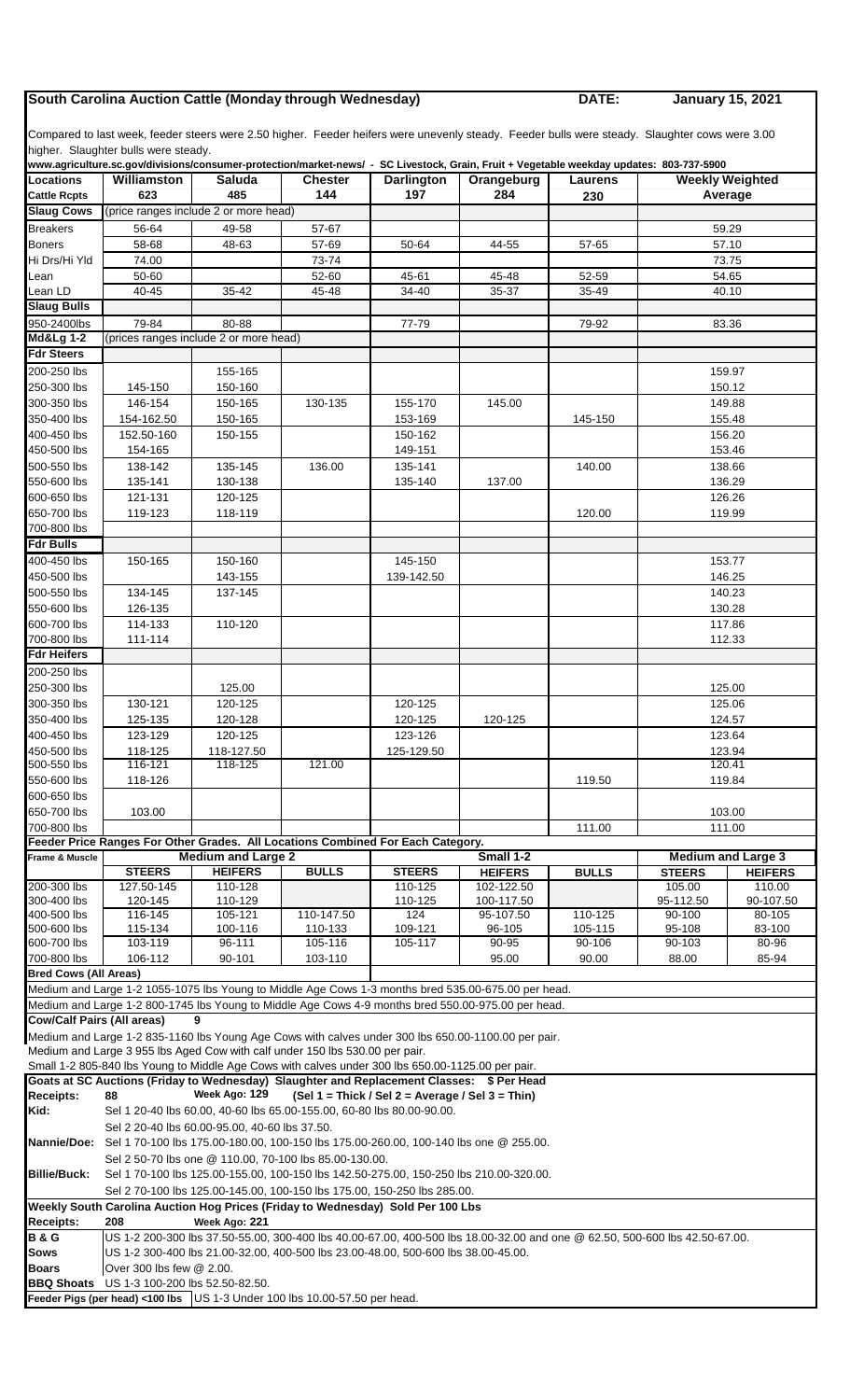# South Carolina Auction Cattle (Monday through Wednesday)

**DATE: January 15, 2021**

Compared to last week, feeder steers were 2.50 higher. Feeder heifers were unevenly steady. Feeder bulls were steady. Slaughter cows were 3.00 higher. Slaughter bulls were steady.

**www.agriculture.sc.gov/divisions/consumer-protection/market-news/ - SC Livestock, Grain, Fruit + Vegetable weekday updates: 803-737-5900**

| Locations | Williamston | Saluda | Chester | Darlington | Orangeburg | Laurens | Weekly Weighted Average |
|---|---|---|---|---|---|---|---|
| Cattle Rcpts | 623 | 485 | 144 | 197 | 284 | 230 | |
| **Slaug Cows** | (price ranges include 2 or more head) | | | | | | |
| Breakers | 56-64 | 49-58 | 57-67 | | | | 59.29 |
| Boners | 58-68 | 48-63 | 57-69 | 50-64 | 44-55 | 57-65 | 57.10 |
| Hi Drs/Hi Yld | 74.00 | | 73-74 | | | | 73.75 |
| Lean | 50-60 | | 52-60 | 45-61 | 45-48 | 52-59 | 54.65 |
| Lean LD | 40-45 | 35-42 | 45-48 | 34-40 | 35-37 | 35-49 | 40.10 |
| **Slaug Bulls** | | | | | | | |
| 950-2400lbs | 79-84 | 80-88 | | 77-79 | | 79-92 | 83.36 |
| **Md&Lg 1-2** | (prices ranges include 2 or more head) | | | | | | |
| **Fdr Steers** | | | | | | | |
| 200-250 lbs | | 155-165 | | | | | 159.97 |
| 250-300 lbs | 145-150 | 150-160 | | | | | 150.12 |
| 300-350 lbs | 146-154 | 150-165 | 130-135 | 155-170 | 145.00 | | 149.88 |
| 350-400 lbs | 154-162.50 | 150-165 | | 153-169 | | 145-150 | 155.48 |
| 400-450 lbs | 152.50-160 | 150-155 | | 150-162 | | | 156.20 |
| 450-500 lbs | 154-165 | | | 149-151 | | | 153.46 |
| 500-550 lbs | 138-142 | 135-145 | 136.00 | 135-141 | | 140.00 | 138.66 |
| 550-600 lbs | 135-141 | 130-138 | | 135-140 | 137.00 | | 136.29 |
| 600-650 lbs | 121-131 | 120-125 | | | | | 126.26 |
| 650-700 lbs | 119-123 | 118-119 | | | | 120.00 | 119.99 |
| 700-800 lbs | | | | | | | |
| **Fdr Bulls** | | | | | | | |
| 400-450 lbs | 150-165 | 150-160 | | 145-150 | | | 153.77 |
| 450-500 lbs | | 143-155 | | 139-142.50 | | | 146.25 |
| 500-550 lbs | 134-145 | 137-145 | | | | | 140.23 |
| 550-600 lbs | 126-135 | | | | | | 130.28 |
| 600-700 lbs | 114-133 | 110-120 | | | | | 117.86 |
| 700-800 lbs | 111-114 | | | | | | 112.33 |
| **Fdr Heifers** | | | | | | | |
| 200-250 lbs | | | | | | | |
| 250-300 lbs | | 125.00 | | | | | 125.00 |
| 300-350 lbs | 130-121 | 120-125 | | 120-125 | | | 125.06 |
| 350-400 lbs | 125-135 | 120-128 | | 120-125 | 120-125 | | 124.57 |
| 400-450 lbs | 123-129 | 120-125 | | 123-126 | | | 123.64 |
| 450-500 lbs | 118-125 | 118-127.50 | | 125-129.50 | | | 123.94 |
| 500-550 lbs | 116-121 | 118-125 | 121.00 | | | | 120.41 |
| 550-600 lbs | 118-126 | | | | | 119.50 | 119.84 |
| 600-650 lbs | | | | | | | |
| 650-700 lbs | 103.00 | | | | | | 103.00 |
| 700-800 lbs | | | | | | 111.00 | 111.00 |

**Feeder Price Ranges For Other Grades. All Locations Combined For Each Category.**

| Frame & Muscle | Medium and Large 2 | | | Small 1-2 | | | Medium and Large 3 | |
|---|---|---|---|---|---|---|---|---|
| | STEERS | HEIFERS | BULLS | STEERS | HEIFERS | BULLS | STEERS | HEIFERS |
| 200-300 lbs | 127.50-145 | 110-128 | | 110-125 | 102-122.50 | | 105.00 | 110.00 |
| 300-400 lbs | 120-145 | 110-129 | | 110-125 | 100-117.50 | | 95-112.50 | 90-107.50 |
| 400-500 lbs | 116-145 | 105-121 | 110-147.50 | 124 | 95-107.50 | 110-125 | 90-100 | 80-105 |
| 500-600 lbs | 115-134 | 100-116 | 110-133 | 109-121 | 96-105 | 105-115 | 95-108 | 83-100 |
| 600-700 lbs | 103-119 | 96-111 | 105-116 | 105-117 | 90-95 | 90-106 | 90-103 | 80-96 |
| 700-800 lbs | 106-112 | 90-101 | 103-110 | | 95.00 | 90.00 | 88.00 | 85-94 |

**Bred Cows (All Areas)**

Medium and Large 1-2 1055-1075 lbs Young to Middle Age Cows 1-3 months bred 535.00-675.00 per head.

Medium and Large 1-2 800-1745 lbs Young to Middle Age Cows 4-9 months bred 550.00-975.00 per head.

**Cow/Calf Pairs (All areas)** 9

Medium and Large 1-2 835-1160 lbs Young Age Cows with calves under 300 lbs 650.00-1100.00 per pair.

Medium and Large 3 955 lbs Aged Cow with calf under 150 lbs 530.00 per pair.

Small 1-2 805-840 lbs Young to Middle Age Cows with calves under 300 lbs 650.00-1125.00 per pair.

**Goats at SC Auctions (Friday to Wednesday) Slaughter and Replacement Classes: $ Per Head**

**Receipts:** 88 **Week Ago: 129** **(Sel 1 = Thick / Sel 2 = Average / Sel 3 = Thin)**

**Kid:** Sel 1 20-40 lbs 60.00, 40-60 lbs 65.00-155.00, 60-80 lbs 80.00-90.00.
Sel 2 20-40 lbs 60.00-95.00, 40-60 lbs 37.50.

**Nannie/Doe:** Sel 1 70-100 lbs 175.00-180.00, 100-150 lbs 175.00-260.00, 100-140 lbs one @ 255.00.
Sel 2 50-70 lbs one @ 110.00, 70-100 lbs 85.00-130.00.

**Billie/Buck:** Sel 1 70-100 lbs 125.00-155.00, 100-150 lbs 142.50-275.00, 150-250 lbs 210.00-320.00.
Sel 2 70-100 lbs 125.00-145.00, 100-150 lbs 175.00, 150-250 lbs 285.00.

**Weekly South Carolina Auction Hog Prices (Friday to Wednesday) Sold Per 100 Lbs**

**Receipts:** 208 **Week Ago: 221**

**B & G** US 1-2 200-300 lbs 37.50-55.00, 300-400 lbs 40.00-67.00, 400-500 lbs 18.00-32.00 and one @ 62.50, 500-600 lbs 42.50-67.00.

**Sows** US 1-2 300-400 lbs 21.00-32.00, 400-500 lbs 23.00-48.00, 500-600 lbs 38.00-45.00.

**Boars** Over 300 lbs few @ 2.00.

**BBQ Shoats** US 1-3 100-200 lbs 52.50-82.50.

**Feeder Pigs (per head) <100 lbs** US 1-3 Under 100 lbs 10.00-57.50 per head.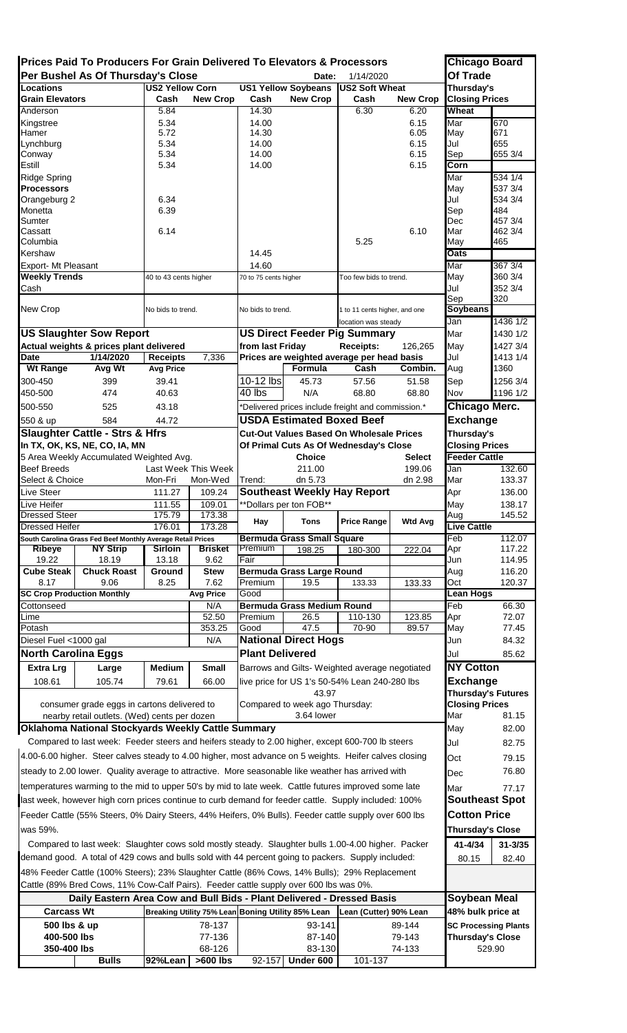# Prices Paid To Producers For Grain Delivered To Elevators & Processors

## Per Bushel As Of Thursday's Close — Date: 1/14/2020

| Locations | US2 Yellow Corn | | US1 Yellow Soybeans | | US2 Soft Wheat | |
|---|---|---|---|---|---|---|
| Grain Elevators | Cash | New Crop | Cash | New Crop | Cash | New Crop |
| Anderson | 5.84 | | 14.30 | | 6.30 | 6.20 |
| Kingstree | 5.34 | | 14.00 | | | 6.15 |
| Hamer | 5.72 | | 14.30 | | | 6.05 |
| Lynchburg | 5.34 | | 14.00 | | | 6.15 |
| Conway | 5.34 | | 14.00 | | | 6.15 |
| Estill | 5.34 | | 14.00 | | | 6.15 |
| Ridge Spring | | | | | | |
| **Processors** | | | | | | |
| Orangeburg 2 | 6.34 | | | | | |
| Monetta | 6.39 | | | | | |
| Sumter | | | | | | |
| Cassatt | 6.14 | | | | | 6.10 |
| Columbia | | | | | 5.25 | |
| Kershaw | | | 14.45 | | | |
| Export- Mt Pleasant | | | 14.60 | | | |
| **Weekly Trends** Cash | 40 to 43 cents higher | | 70 to 75 cents higher | | Too few bids to trend. | |
| New Crop | No bids to trend. | | No bids to trend. | | 1 to 11 cents higher, and one location was steady | |

## Chicago Board Of Trade
Thursday's Closing Prices

| | |
|---|---|
| **Wheat** | |
| Mar | 670 |
| May | 671 |
| Jul | 655 |
| Sep | 655 3/4 |
| **Corn** | |
| Mar | 534 1/4 |
| May | 537 3/4 |
| Jul | 534 3/4 |
| Sep | 484 |
| Dec | 457 3/4 |
| Mar | 462 3/4 |
| May | 465 |
| **Oats** | |
| Mar | 367 3/4 |
| May | 360 3/4 |
| Jul | 352 3/4 |
| Sep | 320 |
| **Soybeans** | |
| Jan | 1436 1/2 |
| Mar | 1430 1/2 |
| May | 1427 3/4 |
| Jul | 1413 1/4 |
| Aug | 1360 |
| Sep | 1256 3/4 |
| Nov | 1196 1/2 |

## US Slaughter Sow Report

Actual weights & prices plant delivered

| Date | 1/14/2020 | Receipts | 7,336 |
|---|---|---|---|
| Wt Range | Avg Wt | Avg Price | |
| 300-450 | 399 | 39.41 | |
| 450-500 | 474 | 40.63 | |
| 500-550 | 525 | 43.18 | |
| 550 & up | 584 | 44.72 | |

## US Direct Feeder Pig Summary

from last Friday — Receipts: 126,265

Prices are weighted average per head basis

| | Formula | Cash | Combin. |
|---|---|---|---|
| 10-12 lbs | 45.73 | 57.56 | 51.58 |
| 40 lbs | N/A | 68.80 | 68.80 |

*Delivered prices include freight and commission.*

## Chicago Merc. Exchange
Thursday's Closing Prices

| | |
|---|---|
| **Feeder Cattle** | |
| Jan | 132.60 |
| Mar | 133.37 |
| Apr | 136.00 |
| May | 138.17 |
| Aug | 145.52 |
| **Live Cattle** | |
| Feb | 112.07 |
| Apr | 117.22 |
| Jun | 114.95 |
| Aug | 116.20 |
| Oct | 120.37 |
| **Lean Hogs** | |
| Feb | 66.30 |
| Apr | 72.07 |
| May | 77.45 |
| Jun | 84.32 |
| Jul | 85.62 |

## Slaughter Cattle - Strs & Hfrs

In TX, OK, KS, NE, CO, IA, MN

5 Area Weekly Accumulated Weighted Avg.

| Beef Breeds | Last Week | This Week |
|---|---|---|
| Select & Choice | Mon-Fri | Mon-Wed |
| Live Steer | 111.27 | 109.24 |
| Live Heifer | 111.55 | 109.01 |
| Dressed Steer | 175.79 | 173.38 |
| Dressed Heifer | 176.01 | 173.28 |

## USDA Estimated Boxed Beef

Cut-Out Values Based On Wholesale Prices Of Primal Cuts As Of Wednesday's Close

| | Choice | Select |
|---|---|---|
| | 211.00 | 199.06 |
| Trend: | dn 5.73 | dn 2.98 |

## South Carolina Grass Fed Beef Monthly Average Retail Prices

| Ribeye | NY Strip | Sirloin | Brisket |
|---|---|---|---|
| 19.22 | 18.19 | 13.18 | 9.62 |
| **Cube Steak** | **Chuck Roast** | **Ground** | **Stew** |
| 8.17 | 9.06 | 8.25 | 7.62 |

## Southeast Weekly Hay Report

**Dollars per ton FOB**

| Hay | Tons | Price Range | Wtd Avg |
|---|---|---|---|
| **Bermuda Grass Small Square** | | | |
| Premium | 198.25 | 180-300 | 222.04 |
| Fair | | | |
| **Bermuda Grass Large Round** | | | |
| Premium | 19.5 | 133.33 | 133.33 |
| Good | | | |
| **Bermuda Grass Medium Round** | | | |
| Premium | 26.5 | 110-130 | 123.85 |
| Good | 47.5 | 70-90 | 89.57 |

## SC Crop Production Monthly

| | Avg Price |
|---|---|
| Cottonseed | N/A |
| Lime | 52.50 |
| Potash | 353.25 |
| Diesel Fuel <1000 gal | N/A |

## National Direct Hogs
### Plant Delivered

Barrows and Gilts- Weighted average negotiated live price for US 1's 50-54% Lean 240-280 lbs

43.97

Compared to week ago Thursday: 3.64 lower

## North Carolina Eggs

| Extra Lrg | Large | Medium | Small |
|---|---|---|---|
| 108.61 | 105.74 | 79.61 | 66.00 |

consumer grade eggs in cartons delivered to nearby retail outlets. (Wed) cents per dozen

## NY Cotton Exchange
Thursday's Futures Closing Prices

| | |
|---|---|
| Mar | 81.15 |
| May | 82.00 |
| Jul | 82.75 |
| Oct | 79.15 |
| Dec | 76.80 |
| Mar | 77.17 |

## Southeast Spot Cotton Price
Thursday's Close

| 41-4/34 | 31-3/35 |
|---|---|
| 80.15 | 82.40 |

## Oklahoma National Stockyards Weekly Cattle Summary

Compared to last week: Feeder steers and heifers steady to 2.00 higher, except 600-700 lb steers 4.00-6.00 higher. Steer calves steady to 4.00 higher, most advance on 5 weights. Heifer calves closing steady to 2.00 lower. Quality average to attractive. More seasonable like weather has arrived with temperatures warming to the mid to upper 50's by mid to late week. Cattle futures improved some late last week, however high corn prices continue to curb demand for feeder cattle. Supply included: 100% Feeder Cattle (55% Steers, 0% Dairy Steers, 44% Heifers, 0% Bulls). Feeder cattle supply over 600 lbs was 59%.

Compared to last week: Slaughter cows sold mostly steady. Slaughter bulls 1.00-4.00 higher. Packer demand good. A total of 429 cows and bulls sold with 44 percent going to packers. Supply included: 48% Feeder Cattle (100% Steers); 23% Slaughter Cattle (86% Cows, 14% Bulls); 29% Replacement Cattle (89% Bred Cows, 11% Cow-Calf Pairs). Feeder cattle supply over 600 lbs was 0%.

## Daily Eastern Area Cow and Bull Bids - Plant Delivered - Dressed Basis

| Carcass Wt | Breaking Utility 75% Lean | Boning Utility 85% Lean | Lean (Cutter) 90% Lean |
|---|---|---|---|
| 500 lbs & up | 78-137 | 93-141 | 89-144 |
| 400-500 lbs | 77-136 | 87-140 | 79-143 |
| 350-400 lbs | 68-126 | 83-130 | 74-133 |
| **Bulls** 92%Lean | >600 lbs 92-157 | Under 600 101-137 | |

## Soybean Meal
48% bulk price at SC Processing Plants
Thursday's Close

529.90